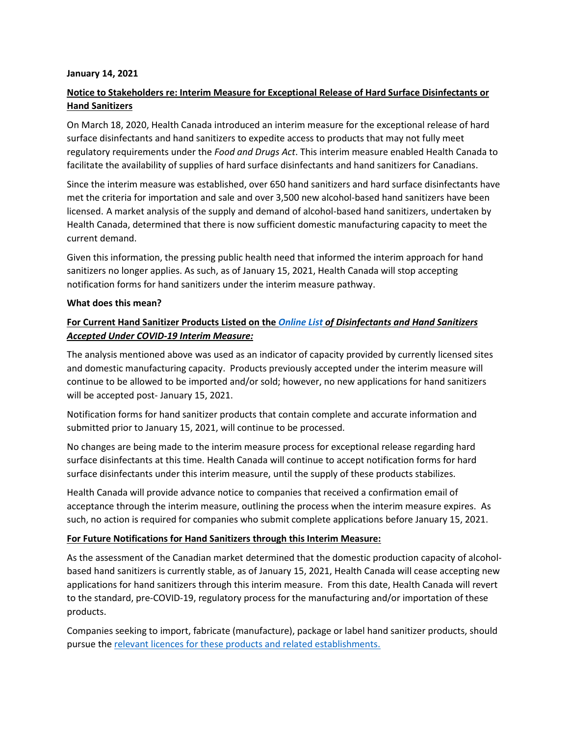**January 14, 2021**

## Notice to Stakeholders re: Interim Measure for Exceptional Release of Hard Surface Disinfectants or Hand Sanitizers

On March 18, 2020, Health Canada introduced an interim measure for the exceptional release of hard surface disinfectants and hand sanitizers to expedite access to products that may not fully meet regulatory requirements under the *Food and Drugs Act*. This interim measure enabled Health Canada to facilitate the availability of supplies of hard surface disinfectants and hand sanitizers for Canadians.

Since the interim measure was established, over 650 hand sanitizers and hard surface disinfectants have met the criteria for importation and sale and over 3,500 new alcohol-based hand sanitizers have been licensed. A market analysis of the supply and demand of alcohol-based hand sanitizers, undertaken by Health Canada, determined that there is now sufficient domestic manufacturing capacity to meet the current demand.

Given this information, the pressing public health need that informed the interim approach for hand sanitizers no longer applies. As such, as of January 15, 2021, Health Canada will stop accepting notification forms for hand sanitizers under the interim measure pathway.

**What does this mean?**

### For Current Hand Sanitizer Products Listed on the *Online List of Disinfectants and Hand Sanitizers Accepted Under COVID-19 Interim Measure:*

The analysis mentioned above was used as an indicator of capacity provided by currently licensed sites and domestic manufacturing capacity. Products previously accepted under the interim measure will continue to be allowed to be imported and/or sold; however, no new applications for hand sanitizers will be accepted post- January 15, 2021.

Notification forms for hand sanitizer products that contain complete and accurate information and submitted prior to January 15, 2021, will continue to be processed.

No changes are being made to the interim measure process for exceptional release regarding hard surface disinfectants at this time. Health Canada will continue to accept notification forms for hard surface disinfectants under this interim measure, until the supply of these products stabilizes.

Health Canada will provide advance notice to companies that received a confirmation email of acceptance through the interim measure, outlining the process when the interim measure expires. As such, no action is required for companies who submit complete applications before January 15, 2021.

### For Future Notifications for Hand Sanitizers through this Interim Measure:

As the assessment of the Canadian market determined that the domestic production capacity of alcohol-based hand sanitizers is currently stable, as of January 15, 2021, Health Canada will cease accepting new applications for hand sanitizers through this interim measure. From this date, Health Canada will revert to the standard, pre-COVID-19, regulatory process for the manufacturing and/or importation of these products.

Companies seeking to import, fabricate (manufacture), package or label hand sanitizer products, should pursue the relevant licences for these products and related establishments.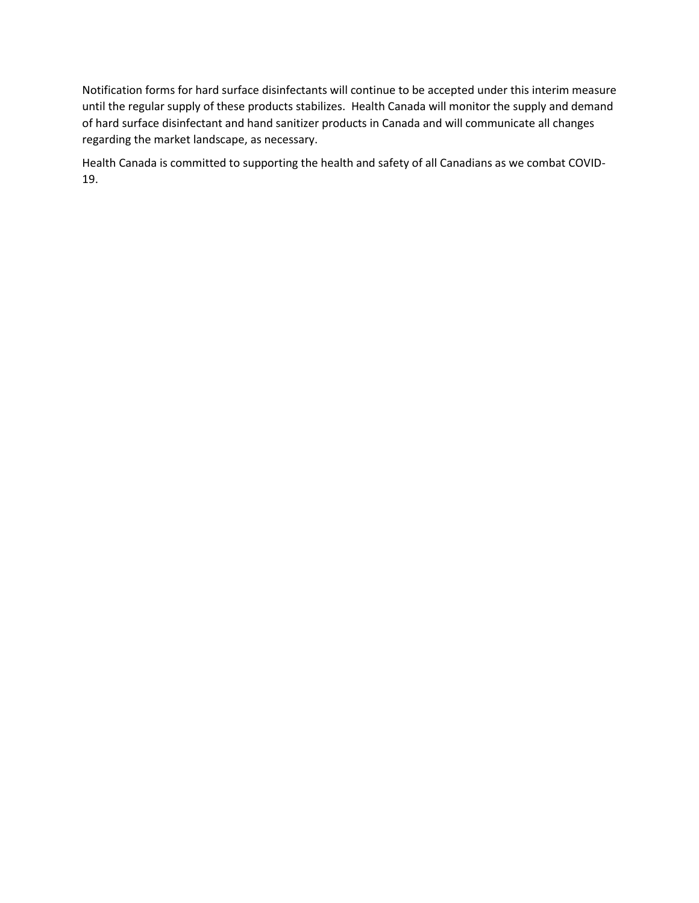Notification forms for hard surface disinfectants will continue to be accepted under this interim measure until the regular supply of these products stabilizes. Health Canada will monitor the supply and demand of hard surface disinfectant and hand sanitizer products in Canada and will communicate all changes regarding the market landscape, as necessary.

Health Canada is committed to supporting the health and safety of all Canadians as we combat COVID-19.